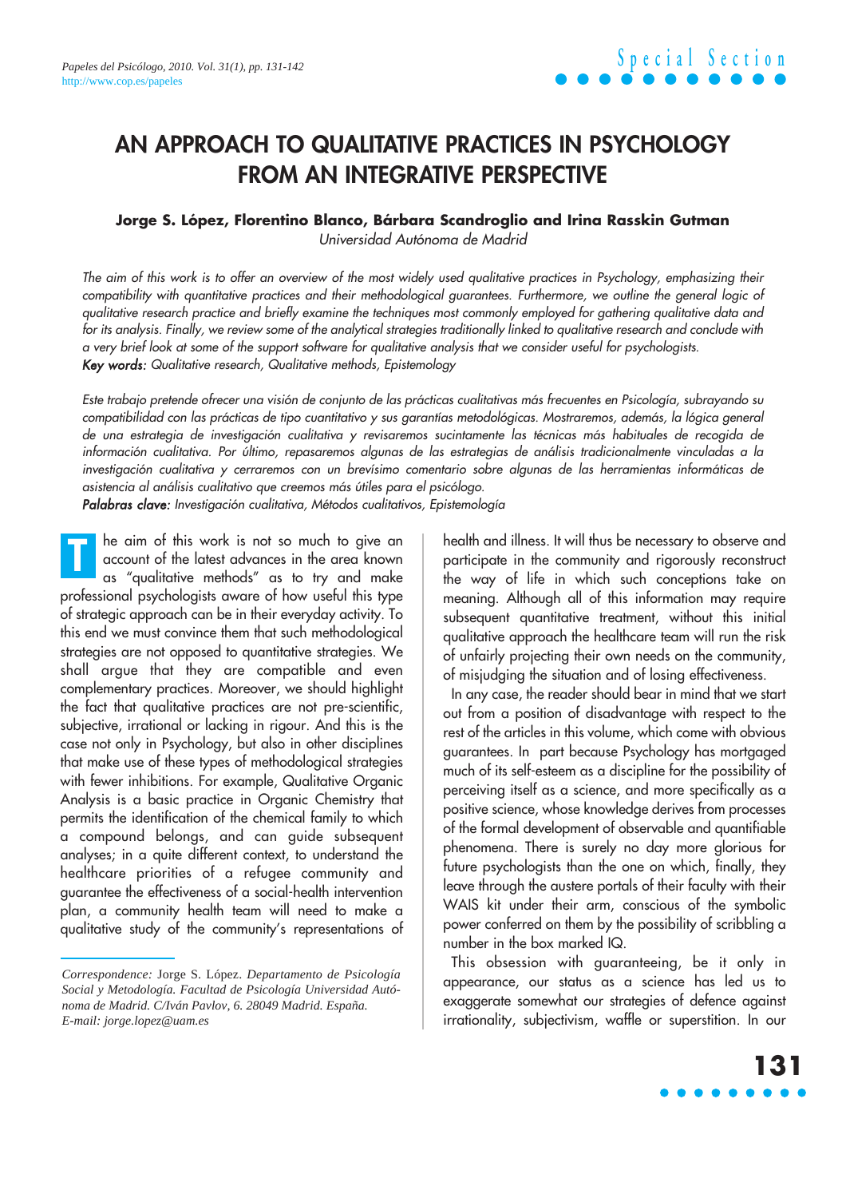# AN APPROACH TO QUALITATIVE PRACTICES IN PSYCHOLOGY FROM AN INTEGRATIVE PERSPECTIVE

**Jorge S. López, Florentino Blanco, Bárbara Scandroglio and Irina Rasskin Gutman**

*Universidad Autónoma de Madrid*

*The aim of this work is to offer an overview of the most widely used qualitative practices in Psychology, emphasizing their compatibility with quantitative practices and their methodological guarantees. Furthermore, we outline the general logic of qualitative research practice and briefly examine the techniques most commonly employed for gathering qualitative data and for its analysis. Finally, we review some of the analytical strategies traditionally linked to qualitative research and conclude with a very brief look at some of the support software for qualitative analysis that we consider useful for psychologists.*

***Key words:*** *Qualitative research, Qualitative methods, Epistemology*

*Este trabajo pretende ofrecer una visión de conjunto de las prácticas cualitativas más frecuentes en Psicología, subrayando su compatibilidad con las prácticas de tipo cuantitativo y sus garantías metodológicas. Mostraremos, además, la lógica general de una estrategia de investigación cualitativa y revisaremos sucintamente las técnicas más habituales de recogida de información cualitativa. Por último, repasaremos algunas de las estrategias de análisis tradicionalmente vinculadas a la investigación cualitativa y cerraremos con un brevísimo comentario sobre algunas de las herramientas informáticas de asistencia al análisis cualitativo que creemos más útiles para el psicólogo.*

***Palabras clave:*** *Investigación cualitativa, Métodos cualitativos, Epistemología*

The aim of this work is not so much to give an account of the latest advances in the area known as "qualitative methods" as to try and make professional psychologists aware of how useful this type of strategic approach can be in their everyday activity. To this end we must convince them that such methodological strategies are not opposed to quantitative strategies. We shall argue that they are compatible and even complementary practices. Moreover, we should highlight the fact that qualitative practices are not pre-scientific, subjective, irrational or lacking in rigour. And this is the case not only in Psychology, but also in other disciplines that make use of these types of methodological strategies with fewer inhibitions. For example, Qualitative Organic Analysis is a basic practice in Organic Chemistry that permits the identification of the chemical family to which a compound belongs, and can guide subsequent analyses; in a quite different context, to understand the healthcare priorities of a refugee community and guarantee the effectiveness of a social-health intervention plan, a community health team will need to make a qualitative study of the community's representations of health and illness. It will thus be necessary to observe and participate in the community and rigorously reconstruct the way of life in which such conceptions take on meaning. Although all of this information may require subsequent quantitative treatment, without this initial qualitative approach the healthcare team will run the risk of unfairly projecting their own needs on the community, of misjudging the situation and of losing effectiveness.

In any case, the reader should bear in mind that we start out from a position of disadvantage with respect to the rest of the articles in this volume, which come with obvious guarantees. In part because Psychology has mortgaged much of its self-esteem as a discipline for the possibility of perceiving itself as a science, and more specifically as a positive science, whose knowledge derives from processes of the formal development of observable and quantifiable phenomena. There is surely no day more glorious for future psychologists than the one on which, finally, they leave through the austere portals of their faculty with their WAIS kit under their arm, conscious of the symbolic power conferred on them by the possibility of scribbling a number in the box marked IQ.

This obsession with guaranteeing, be it only in appearance, our status as a science has led us to exaggerate somewhat our strategies of defence against irrationality, subjectivism, waffle or superstition. In our

---

*Correspondence:* Jorge S. López. *Departamento de Psicología Social y Metodología. Facultad de Psicología Universidad Autónoma de Madrid. C/Iván Pavlov, 6. 28049 Madrid. España. E-mail: jorge.lopez@uam.es*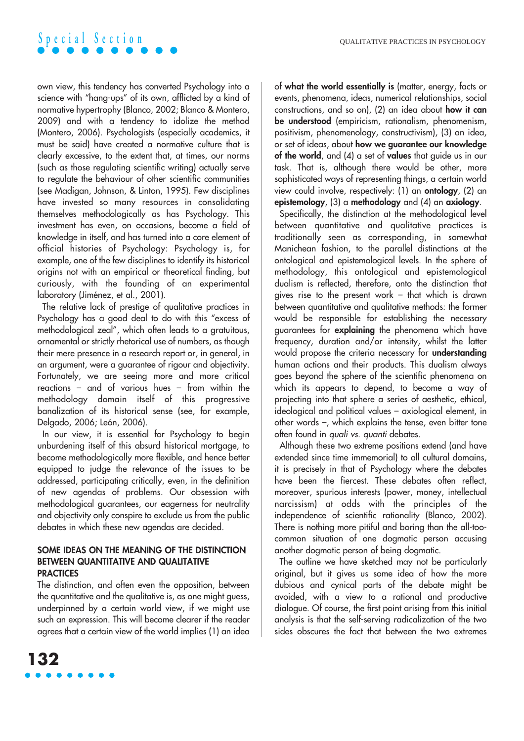own view, this tendency has converted Psychology into a science with "hang-ups" of its own, afflicted by a kind of normative hypertrophy (Blanco, 2002; Blanco & Montero, 2009) and with a tendency to idolize the method (Montero, 2006). Psychologists (especially academics, it must be said) have created a normative culture that is clearly excessive, to the extent that, at times, our norms (such as those regulating scientific writing) actually serve to regulate the behaviour of other scientific communities (see Madigan, Johnson, & Linton, 1995). Few disciplines have invested so many resources in consolidating themselves methodologically as has Psychology. This investment has even, on occasions, become a field of knowledge in itself, and has turned into a core element of official histories of Psychology: Psychology is, for example, one of the few disciplines to identify its historical origins not with an empirical or theoretical finding, but curiously, with the founding of an experimental laboratory (Jiménez, et al., 2001).

The relative lack of prestige of qualitative practices in Psychology has a good deal to do with this "excess of methodological zeal", which often leads to a gratuitous, ornamental or strictly rhetorical use of numbers, as though their mere presence in a research report or, in general, in an argument, were a guarantee of rigour and objectivity. Fortunately, we are seeing more and more critical reactions – and of various hues – from within the methodology domain itself of this progressive banalization of its historical sense (see, for example, Delgado, 2006; León, 2006).

In our view, it is essential for Psychology to begin unburdening itself of this absurd historical mortgage, to become methodologically more flexible, and hence better equipped to judge the relevance of the issues to be addressed, participating critically, even, in the definition of new agendas of problems. Our obsession with methodological guarantees, our eagerness for neutrality and objectivity only conspire to exclude us from the public debates in which these new agendas are decided.

## SOME IDEAS ON THE MEANING OF THE DISTINCTION BETWEEN QUANTITATIVE AND QUALITATIVE PRACTICES

The distinction, and often even the opposition, between the quantitative and the qualitative is, as one might guess, underpinned by a certain world view, if we might use such an expression. This will become clearer if the reader agrees that a certain view of the world implies (1) an idea of **what the world essentially is** (matter, energy, facts or events, phenomena, ideas, numerical relationships, social constructions, and so on), (2) an idea about **how it can be understood** (empiricism, rationalism, phenomenism, positivism, phenomenology, constructivism), (3) an idea, or set of ideas, about **how we guarantee our knowledge of the world**, and (4) a set of **values** that guide us in our task. That is, although there would be other, more sophisticated ways of representing things, a certain world view could involve, respectively: (1) an **ontology**, (2) an **epistemology**, (3) a **methodology** and (4) an **axiology**.

Specifically, the distinction at the methodological level between quantitative and qualitative practices is traditionally seen as corresponding, in somewhat Manichean fashion, to the parallel distinctions at the ontological and epistemological levels. In the sphere of methodology, this ontological and epistemological dualism is reflected, therefore, onto the distinction that gives rise to the present work – that which is drawn between quantitative and qualitative methods: the former would be responsible for establishing the necessary guarantees for **explaining** the phenomena which have frequency, duration and/or intensity, whilst the latter would propose the criteria necessary for **understanding** human actions and their products. This dualism always goes beyond the sphere of the scientific phenomena on which its appears to depend, to become a way of projecting into that sphere a series of aesthetic, ethical, ideological and political values – axiological element, in other words –, which explains the tense, even bitter tone often found in *quali vs. quanti* debates.

Although these two extreme positions extend (and have extended since time immemorial) to all cultural domains, it is precisely in that of Psychology where the debates have been the fiercest. These debates often reflect, moreover, spurious interests (power, money, intellectual narcissism) at odds with the principles of the independence of scientific rationality (Blanco, 2002). There is nothing more pitiful and boring than the all-too-common situation of one dogmatic person accusing another dogmatic person of being dogmatic.

The outline we have sketched may not be particularly original, but it gives us some idea of how the more dubious and cynical parts of the debate might be avoided, with a view to a rational and productive dialogue. Of course, the first point arising from this initial analysis is that the self-serving radicalization of the two sides obscures the fact that between the two extremes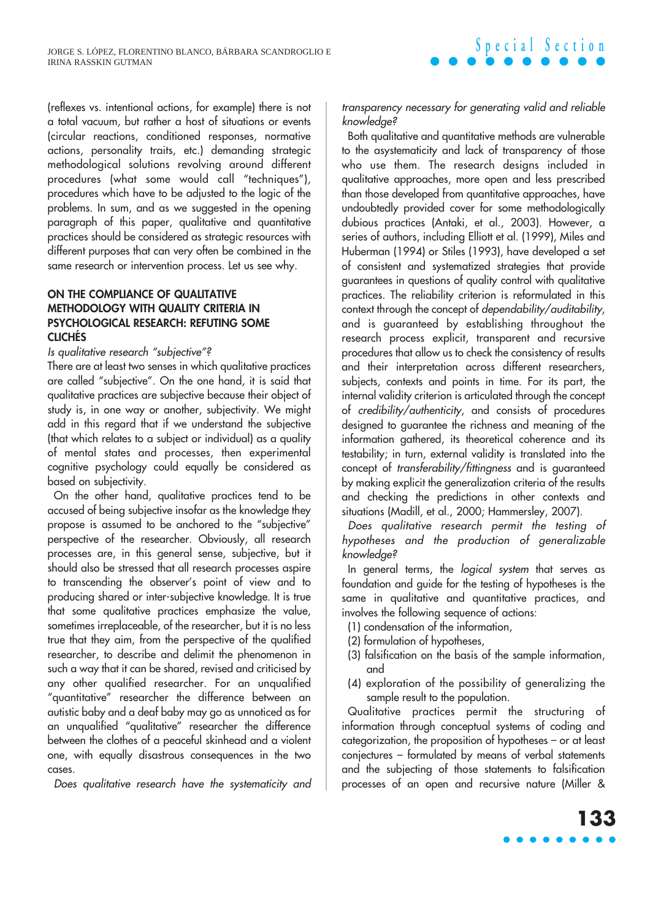(reflexes vs. intentional actions, for example) there is not a total vacuum, but rather a host of situations or events (circular reactions, conditioned responses, normative actions, personality traits, etc.) demanding strategic methodological solutions revolving around different procedures (what some would call "techniques"), procedures which have to be adjusted to the logic of the problems. In sum, and as we suggested in the opening paragraph of this paper, qualitative and quantitative practices should be considered as strategic resources with different purposes that can very often be combined in the same research or intervention process. Let us see why.

## ON THE COMPLIANCE OF QUALITATIVE METHODOLOGY WITH QUALITY CRITERIA IN PSYCHOLOGICAL RESEARCH: REFUTING SOME CLICHÉS

*Is qualitative research "subjective"?*

There are at least two senses in which qualitative practices are called "subjective". On the one hand, it is said that qualitative practices are subjective because their object of study is, in one way or another, subjectivity. We might add in this regard that if we understand the subjective (that which relates to a subject or individual) as a quality of mental states and processes, then experimental cognitive psychology could equally be considered as based on subjectivity.

On the other hand, qualitative practices tend to be accused of being subjective insofar as the knowledge they propose is assumed to be anchored to the "subjective" perspective of the researcher. Obviously, all research processes are, in this general sense, subjective, but it should also be stressed that all research processes aspire to transcending the observer's point of view and to producing shared or inter-subjective knowledge. It is true that some qualitative practices emphasize the value, sometimes irreplaceable, of the researcher, but it is no less true that they aim, from the perspective of the qualified researcher, to describe and delimit the phenomenon in such a way that it can be shared, revised and criticised by any other qualified researcher. For an unqualified "quantitative" researcher the difference between an autistic baby and a deaf baby may go as unnoticed as for an unqualified "qualitative" researcher the difference between the clothes of a peaceful skinhead and a violent one, with equally disastrous consequences in the two cases.

*Does qualitative research have the systematicity and transparency necessary for generating valid and reliable knowledge?*

Both qualitative and quantitative methods are vulnerable to the asystematicity and lack of transparency of those who use them. The research designs included in qualitative approaches, more open and less prescribed than those developed from quantitative approaches, have undoubtedly provided cover for some methodologically dubious practices (Antaki, et al., 2003). However, a series of authors, including Elliott et al. (1999), Miles and Huberman (1994) or Stiles (1993), have developed a set of consistent and systematized strategies that provide guarantees in questions of quality control with qualitative practices. The reliability criterion is reformulated in this context through the concept of *dependability/auditability*, and is guaranteed by establishing throughout the research process explicit, transparent and recursive procedures that allow us to check the consistency of results and their interpretation across different researchers, subjects, contexts and points in time. For its part, the internal validity criterion is articulated through the concept of *credibility/authenticity*, and consists of procedures designed to guarantee the richness and meaning of the information gathered, its theoretical coherence and its testability; in turn, external validity is translated into the concept of *transferability/fittingness* and is guaranteed by making explicit the generalization criteria of the results and checking the predictions in other contexts and situations (Madill, et al., 2000; Hammersley, 2007).

*Does qualitative research permit the testing of hypotheses and the production of generalizable knowledge?*

In general terms, the *logical system* that serves as foundation and guide for the testing of hypotheses is the same in qualitative and quantitative practices, and involves the following sequence of actions:

(1) condensation of the information,
(2) formulation of hypotheses,
(3) falsification on the basis of the sample information, and
(4) exploration of the possibility of generalizing the sample result to the population.

Qualitative practices permit the structuring of information through conceptual systems of coding and categorization, the proposition of hypotheses – or at least conjectures – formulated by means of verbal statements and the subjecting of those statements to falsification processes of an open and recursive nature (Miller &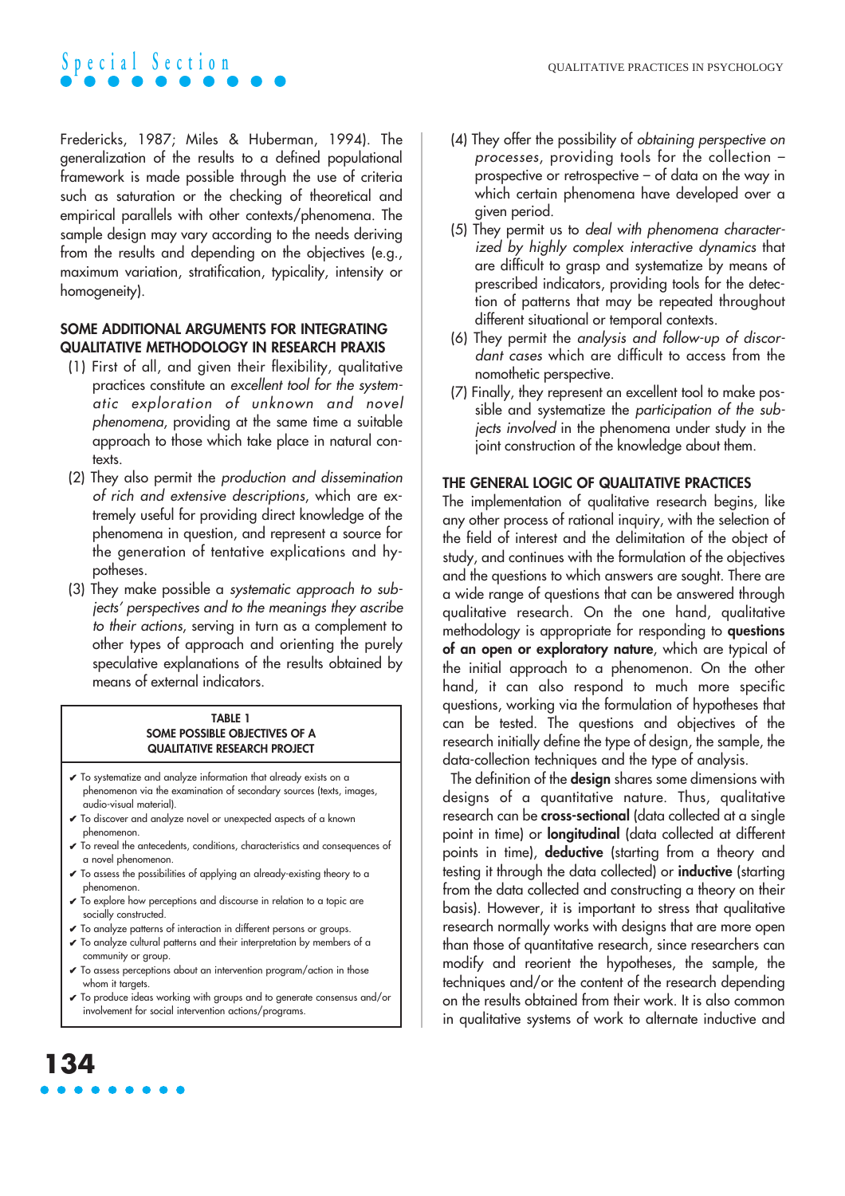Fredericks, 1987; Miles & Huberman, 1994). The generalization of the results to a defined populational framework is made possible through the use of criteria such as saturation or the checking of theoretical and empirical parallels with other contexts/phenomena. The sample design may vary according to the needs deriving from the results and depending on the objectives (e.g., maximum variation, stratification, typicality, intensity or homogeneity).

## SOME ADDITIONAL ARGUMENTS FOR INTEGRATING QUALITATIVE METHODOLOGY IN RESEARCH PRAXIS

(1) First of all, and given their flexibility, qualitative practices constitute an *excellent tool for the systematic exploration of unknown and novel phenomena*, providing at the same time a suitable approach to those which take place in natural contexts.

(2) They also permit the *production and dissemination of rich and extensive descriptions*, which are extremely useful for providing direct knowledge of the phenomena in question, and represent a source for the generation of tentative explications and hypotheses.

(3) They make possible a *systematic approach to subjects' perspectives and to the meanings they ascribe to their actions*, serving in turn as a complement to other types of approach and orienting the purely speculative explanations of the results obtained by means of external indicators.

**TABLE 1**
**SOME POSSIBLE OBJECTIVES OF A QUALITATIVE RESEARCH PROJECT**

- ✔ To systematize and analyze information that already exists on a phenomenon via the examination of secondary sources (texts, images, audio-visual material).
- ✔ To discover and analyze novel or unexpected aspects of a known phenomenon.
- ✔ To reveal the antecedents, conditions, characteristics and consequences of a novel phenomenon.
- ✔ To assess the possibilities of applying an already-existing theory to a phenomenon.
- ✔ To explore how perceptions and discourse in relation to a topic are socially constructed.
- ✔ To analyze patterns of interaction in different persons or groups.
- ✔ To analyze cultural patterns and their interpretation by members of a community or group.
- ✔ To assess perceptions about an intervention program/action in those whom it targets.
- ✔ To produce ideas working with groups and to generate consensus and/or involvement for social intervention actions/programs.

(4) They offer the possibility of *obtaining perspective on processes*, providing tools for the collection – prospective or retrospective – of data on the way in which certain phenomena have developed over a given period.

(5) They permit us to *deal with phenomena characterized by highly complex interactive dynamics* that are difficult to grasp and systematize by means of prescribed indicators, providing tools for the detection of patterns that may be repeated throughout different situational or temporal contexts.

(6) They permit the *analysis and follow-up of discordant cases* which are difficult to access from the nomothetic perspective.

(7) Finally, they represent an excellent tool to make possible and systematize the *participation of the subjects involved* in the phenomena under study in the joint construction of the knowledge about them.

## THE GENERAL LOGIC OF QUALITATIVE PRACTICES

The implementation of qualitative research begins, like any other process of rational inquiry, with the selection of the field of interest and the delimitation of the object of study, and continues with the formulation of the objectives and the questions to which answers are sought. There are a wide range of questions that can be answered through qualitative research. On the one hand, qualitative methodology is appropriate for responding to **questions of an open or exploratory nature**, which are typical of the initial approach to a phenomenon. On the other hand, it can also respond to much more specific questions, working via the formulation of hypotheses that can be tested. The questions and objectives of the research initially define the type of design, the sample, the data-collection techniques and the type of analysis.

The definition of the **design** shares some dimensions with designs of a quantitative nature. Thus, qualitative research can be **cross-sectional** (data collected at a single point in time) or **longitudinal** (data collected at different points in time), **deductive** (starting from a theory and testing it through the data collected) or **inductive** (starting from the data collected and constructing a theory on their basis). However, it is important to stress that qualitative research normally works with designs that are more open than those of quantitative research, since researchers can modify and reorient the hypotheses, the sample, the techniques and/or the content of the research depending on the results obtained from their work. It is also common in qualitative systems of work to alternate inductive and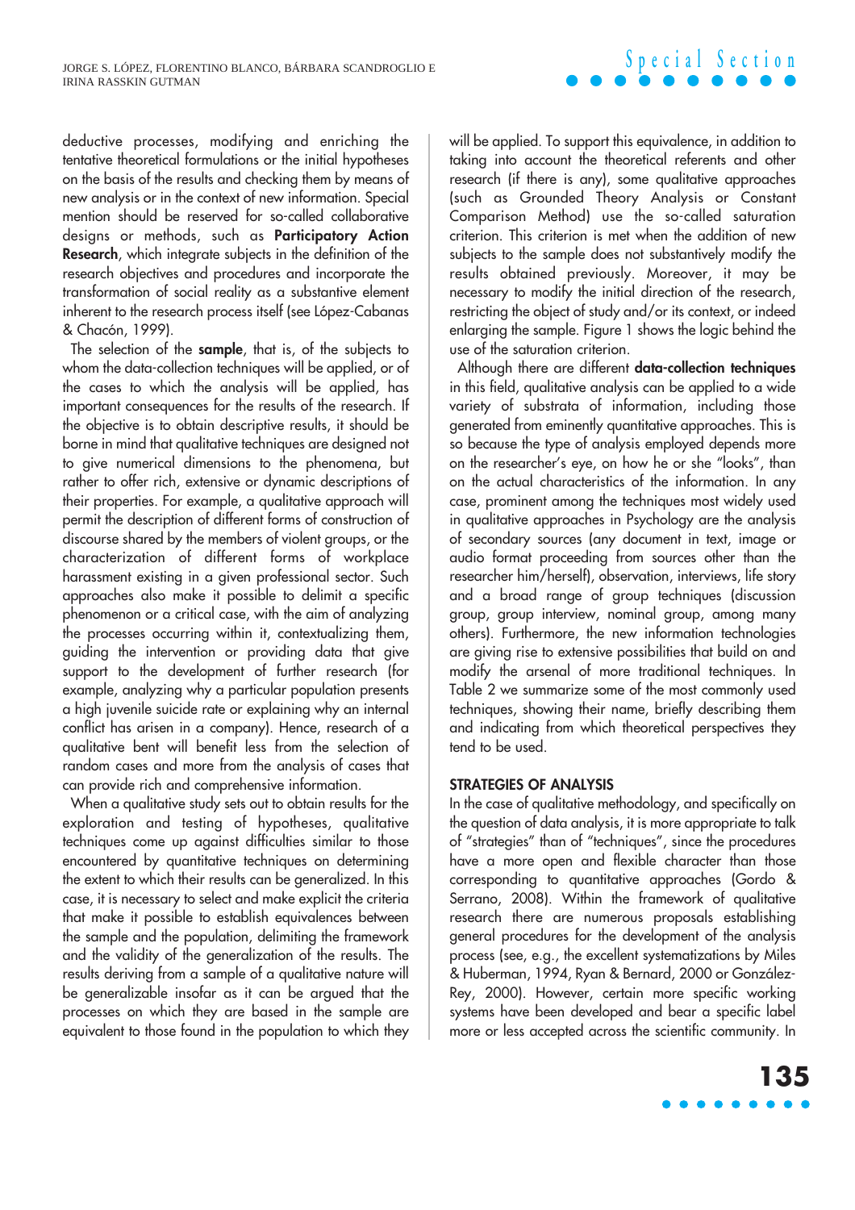deductive processes, modifying and enriching the tentative theoretical formulations or the initial hypotheses on the basis of the results and checking them by means of new analysis or in the context of new information. Special mention should be reserved for so-called collaborative designs or methods, such as **Participatory Action Research**, which integrate subjects in the definition of the research objectives and procedures and incorporate the transformation of social reality as a substantive element inherent to the research process itself (see López-Cabanas & Chacón, 1999).

The selection of the **sample**, that is, of the subjects to whom the data-collection techniques will be applied, or of the cases to which the analysis will be applied, has important consequences for the results of the research. If the objective is to obtain descriptive results, it should be borne in mind that qualitative techniques are designed not to give numerical dimensions to the phenomena, but rather to offer rich, extensive or dynamic descriptions of their properties. For example, a qualitative approach will permit the description of different forms of construction of discourse shared by the members of violent groups, or the characterization of different forms of workplace harassment existing in a given professional sector. Such approaches also make it possible to delimit a specific phenomenon or a critical case, with the aim of analyzing the processes occurring within it, contextualizing them, guiding the intervention or providing data that give support to the development of further research (for example, analyzing why a particular population presents a high juvenile suicide rate or explaining why an internal conflict has arisen in a company). Hence, research of a qualitative bent will benefit less from the selection of random cases and more from the analysis of cases that can provide rich and comprehensive information.

When a qualitative study sets out to obtain results for the exploration and testing of hypotheses, qualitative techniques come up against difficulties similar to those encountered by quantitative techniques on determining the extent to which their results can be generalized. In this case, it is necessary to select and make explicit the criteria that make it possible to establish equivalences between the sample and the population, delimiting the framework and the validity of the generalization of the results. The results deriving from a sample of a qualitative nature will be generalizable insofar as it can be argued that the processes on which they are based in the sample are equivalent to those found in the population to which they will be applied. To support this equivalence, in addition to taking into account the theoretical referents and other research (if there is any), some qualitative approaches (such as Grounded Theory Analysis or Constant Comparison Method) use the so-called saturation criterion. This criterion is met when the addition of new subjects to the sample does not substantively modify the results obtained previously. Moreover, it may be necessary to modify the initial direction of the research, restricting the object of study and/or its context, or indeed enlarging the sample. Figure 1 shows the logic behind the use of the saturation criterion.

Although there are different **data-collection techniques** in this field, qualitative analysis can be applied to a wide variety of substrata of information, including those generated from eminently quantitative approaches. This is so because the type of analysis employed depends more on the researcher's eye, on how he or she "looks", than on the actual characteristics of the information. In any case, prominent among the techniques most widely used in qualitative approaches in Psychology are the analysis of secondary sources (any document in text, image or audio format proceeding from sources other than the researcher him/herself), observation, interviews, life story and a broad range of group techniques (discussion group, group interview, nominal group, among many others). Furthermore, the new information technologies are giving rise to extensive possibilities that build on and modify the arsenal of more traditional techniques. In Table 2 we summarize some of the most commonly used techniques, showing their name, briefly describing them and indicating from which theoretical perspectives they tend to be used.

## STRATEGIES OF ANALYSIS

In the case of qualitative methodology, and specifically on the question of data analysis, it is more appropriate to talk of "strategies" than of "techniques", since the procedures have a more open and flexible character than those corresponding to quantitative approaches (Gordo & Serrano, 2008). Within the framework of qualitative research there are numerous proposals establishing general procedures for the development of the analysis process (see, e.g., the excellent systematizations by Miles & Huberman, 1994, Ryan & Bernard, 2000 or González-Rey, 2000). However, certain more specific working systems have been developed and bear a specific label more or less accepted across the scientific community. In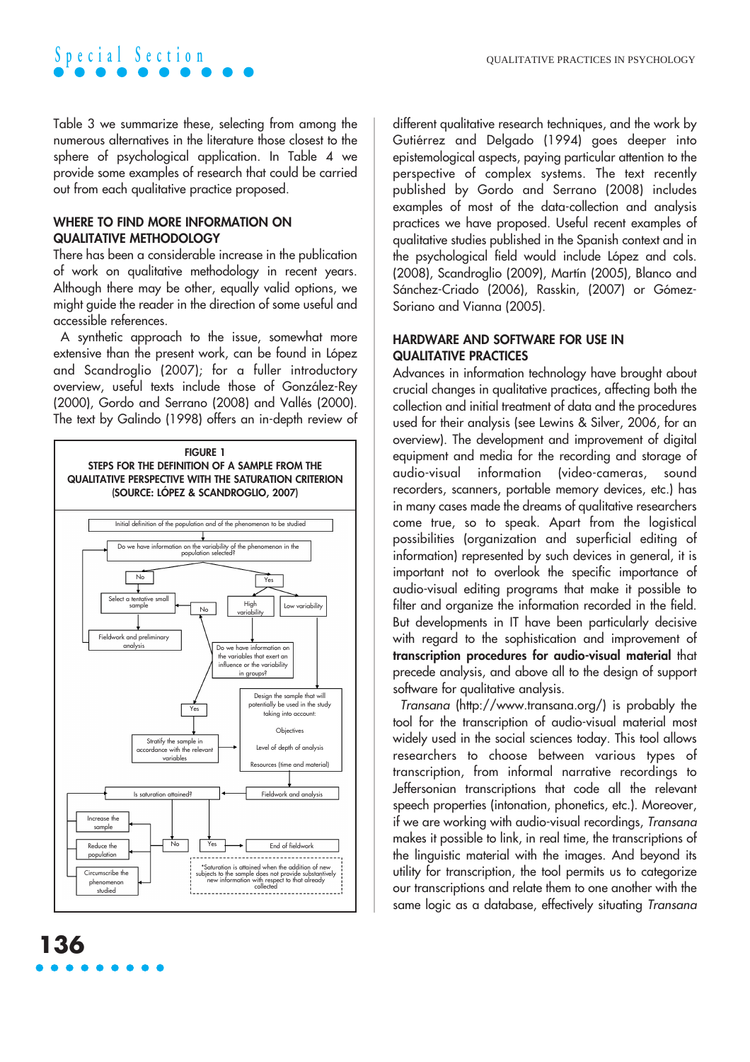Table 3 we summarize these, selecting from among the numerous alternatives in the literature those closest to the sphere of psychological application. In Table 4 we provide some examples of research that could be carried out from each qualitative practice proposed.

## WHERE TO FIND MORE INFORMATION ON QUALITATIVE METHODOLOGY

There has been a considerable increase in the publication of work on qualitative methodology in recent years. Although there may be other, equally valid options, we might guide the reader in the direction of some useful and accessible references.

A synthetic approach to the issue, somewhat more extensive than the present work, can be found in López and Scandroglio (2007); for a fuller introductory overview, useful texts include those of González-Rey (2000), Gordo and Serrano (2008) and Vallés (2000). The text by Galindo (1998) offers an in-depth review of different qualitative research techniques, and the work by Gutiérrez and Delgado (1994) goes deeper into epistemological aspects, paying particular attention to the perspective of complex systems. The text recently published by Gordo and Serrano (2008) includes examples of most of the data-collection and analysis practices we have proposed. Useful recent examples of qualitative studies published in the Spanish context and in the psychological field would include López and cols. (2008), Scandroglio (2009), Martín (2005), Blanco and Sánchez-Criado (2006), Rasskin, (2007) or Gómez-Soriano and Vianna (2005).

**FIGURE 1**
**STEPS FOR THE DEFINITION OF A SAMPLE FROM THE QUALITATIVE PERSPECTIVE WITH THE SATURATION CRITERION (SOURCE: LÓPEZ & SCANDROGLIO, 2007)**

Initial definition of the population and of the phenomenon to be studied

Do we have information on the variability of the phenomenon in the population selected?

No → Select a tentative small sample → Fieldwork and preliminary analysis

Yes → High variability / Low variability

Do we have information on the variables that exert an influence or the variability in groups? (No / Yes)

Yes → Stratify the sample in accordance with the relevant variables

Design the sample that will potentially be used in the study taking into account: Objectives; Level of depth of analysis; Resources (time and material)

Fieldwork and analysis

Is saturation attained?

No → Increase the sample; Reduce the population; Circumscribe the phenomenon studied

Yes → End of fieldwork

*Saturation is attained when the addition of new subjects to the sample does not provide substantively new information with respect to that already collected

## HARDWARE AND SOFTWARE FOR USE IN QUALITATIVE PRACTICES

Advances in information technology have brought about crucial changes in qualitative practices, affecting both the collection and initial treatment of data and the procedures used for their analysis (see Lewins & Silver, 2006, for an overview). The development and improvement of digital equipment and media for the recording and storage of audio-visual information (video-cameras, sound recorders, scanners, portable memory devices, etc.) has in many cases made the dreams of qualitative researchers come true, so to speak. Apart from the logistical possibilities (organization and superficial editing of information) represented by such devices in general, it is important not to overlook the specific importance of audio-visual editing programs that make it possible to filter and organize the information recorded in the field. But developments in IT have been particularly decisive with regard to the sophistication and improvement of **transcription procedures for audio-visual material** that precede analysis, and above all to the design of support software for qualitative analysis.

*Transana* (http://www.transana.org/) is probably the tool for the transcription of audio-visual material most widely used in the social sciences today. This tool allows researchers to choose between various types of transcription, from informal narrative recordings to Jeffersonian transcriptions that code all the relevant speech properties (intonation, phonetics, etc.). Moreover, if we are working with audio-visual recordings, *Transana* makes it possible to link, in real time, the transcriptions of the linguistic material with the images. And beyond its utility for transcription, the tool permits us to categorize our transcriptions and relate them to one another with the same logic as a database, effectively situating *Transana*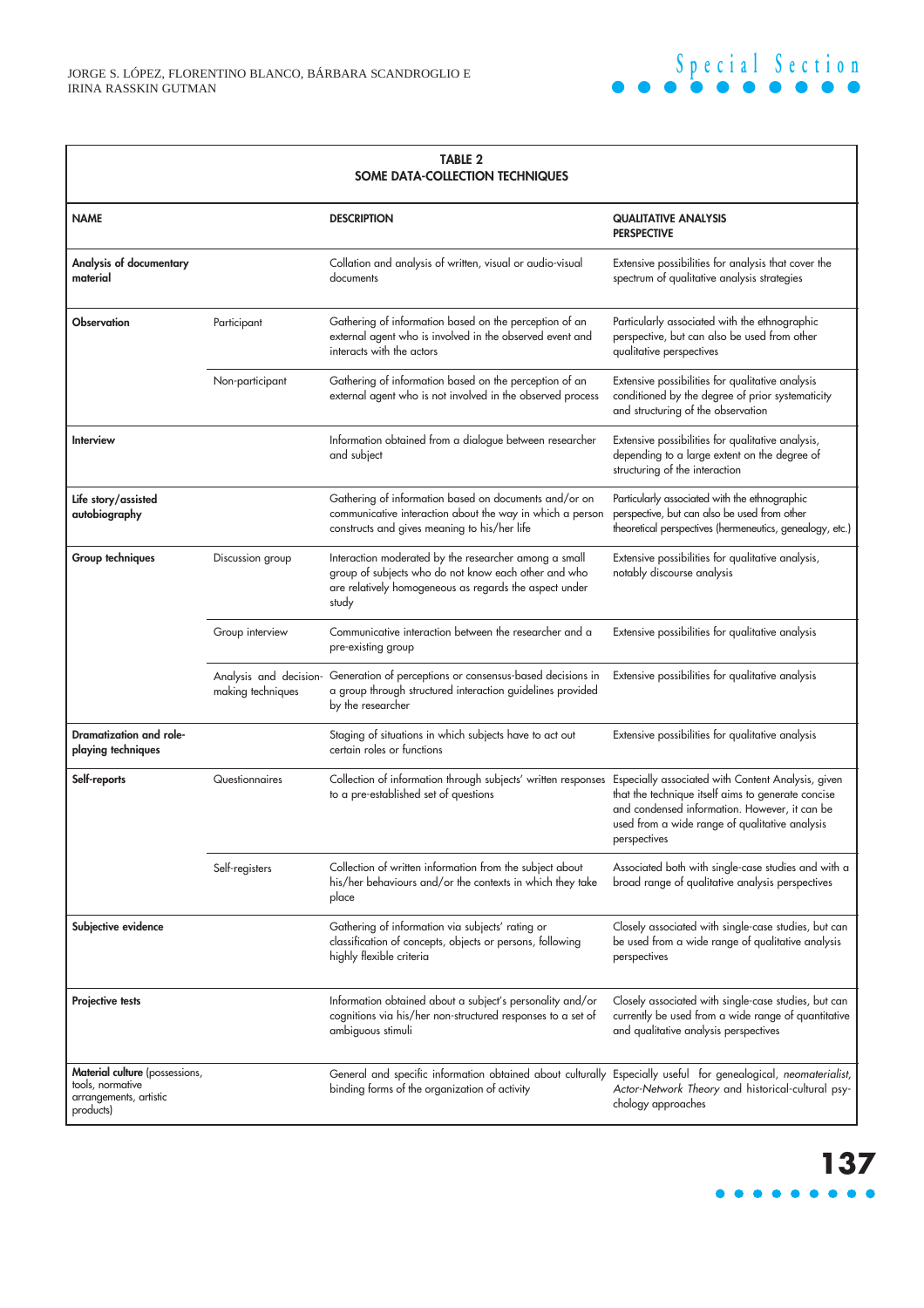**TABLE 2**
**SOME DATA-COLLECTION TECHNIQUES**

| NAME | | DESCRIPTION | QUALITATIVE ANALYSIS PERSPECTIVE |
|---|---|---|---|
| **Analysis of documentary material** | | Collation and analysis of written, visual or audio-visual documents | Extensive possibilities for analysis that cover the spectrum of qualitative analysis strategies |
| **Observation** | Participant | Gathering of information based on the perception of an external agent who is involved in the observed event and interacts with the actors | Particularly associated with the ethnographic perspective, but can also be used from other qualitative perspectives |
| | Non-participant | Gathering of information based on the perception of an external agent who is not involved in the observed process | Extensive possibilities for qualitative analysis conditioned by the degree of prior systematicity and structuring of the observation |
| **Interview** | | Information obtained from a dialogue between researcher and subject | Extensive possibilities for qualitative analysis, depending to a large extent on the degree of structuring of the interaction |
| **Life story/assisted autobiography** | | Gathering of information based on documents and/or on communicative interaction about the way in which a person constructs and gives meaning to his/her life | Particularly associated with the ethnographic perspective, but can also be used from other theoretical perspectives (hermeneutics, genealogy, etc.) |
| **Group techniques** | Discussion group | Interaction moderated by the researcher among a small group of subjects who do not know each other and who are relatively homogeneous as regards the aspect under study | Extensive possibilities for qualitative analysis, notably discourse analysis |
| | Group interview | Communicative interaction between the researcher and a pre-existing group | Extensive possibilities for qualitative analysis |
| | Analysis and decision-making techniques | Generation of perceptions or consensus-based decisions in a group through structured interaction guidelines provided by the researcher | Extensive possibilities for qualitative analysis |
| **Dramatization and role-playing techniques** | | Staging of situations in which subjects have to act out certain roles or functions | Extensive possibilities for qualitative analysis |
| **Self-reports** | Questionnaires | Collection of information through subjects' written responses to a pre-established set of questions | Especially associated with Content Analysis, given that the technique itself aims to generate concise and condensed information. However, it can be used from a wide range of qualitative analysis perspectives |
| | Self-registers | Collection of written information from the subject about his/her behaviours and/or the contexts in which they take place | Associated both with single-case studies and with a broad range of qualitative analysis perspectives |
| **Subjective evidence** | | Gathering of information via subjects' rating or classification of concepts, objects or persons, following highly flexible criteria | Closely associated with single-case studies, but can be used from a wide range of qualitative analysis perspectives |
| **Projective tests** | | Information obtained about a subject's personality and/or cognitions via his/her non-structured responses to a set of ambiguous stimuli | Closely associated with single-case studies, but can currently be used from a wide range of quantitative and qualitative analysis perspectives |
| **Material culture** (possessions, tools, normative arrangements, artistic products) | | General and specific information obtained about culturally binding forms of the organization of activity | Especially useful for genealogical, *neomaterialist*, *Actor-Network Theory* and historical-cultural psychology approaches |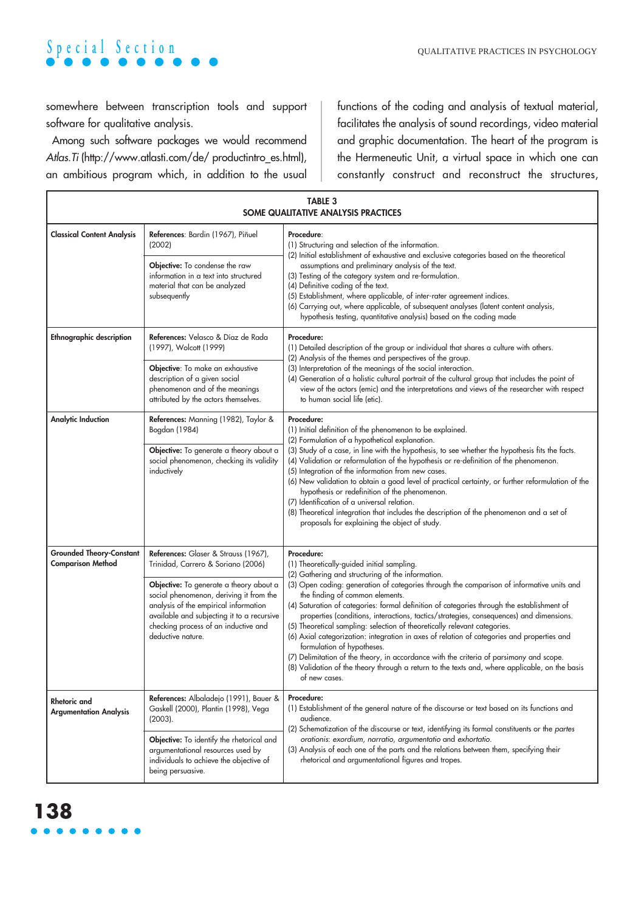somewhere between transcription tools and support software for qualitative analysis.

Among such software packages we would recommend *Atlas.Ti* (http://www.atlasti.com/de/ productintro_es.html), an ambitious program which, in addition to the usual functions of the coding and analysis of textual material, facilitates the analysis of sound recordings, video material and graphic documentation. The heart of the program is the Hermeneutic Unit, a virtual space in which one can constantly construct and reconstruct the structures,

**TABLE 3**
**SOME QUALITATIVE ANALYSIS PRACTICES**

| Practice | References / Objective | Procedure |
|---|---|---|
| **Classical Content Analysis** | **References**: Bardin (1967), Piñuel (2002)<br><br>**Objective:** To condense the raw information in a text into structured material that can be analyzed subsequently | **Procedure**:<br>(1) Structuring and selection of the information.<br>(2) Initial establishment of exhaustive and exclusive categories based on the theoretical assumptions and preliminary analysis of the text.<br>(3) Testing of the category system and re-formulation.<br>(4) Definitive coding of the text.<br>(5) Establishment, where applicable, of inter-rater agreement indices.<br>(6) Carrying out, where applicable, of subsequent analyses (latent content analysis, hypothesis testing, quantitative analysis) based on the coding made |
| **Ethnographic description** | **References:** Velasco & Díaz de Rada (1997), Wolcott (1999)<br><br>**Objective**: To make an exhaustive description of a given social phenomenon and of the meanings attributed by the actors themselves. | **Procedure:**<br>(1) Detailed description of the group or individual that shares a culture with others.<br>(2) Analysis of the themes and perspectives of the group.<br>(3) Interpretation of the meanings of the social interaction.<br>(4) Generation of a holistic cultural portrait of the cultural group that includes the point of view of the actors (emic) and the interpretations and views of the researcher with respect to human social life (etic). |
| **Analytic Induction** | **References:** Manning (1982), Taylor & Bogdan (1984)<br><br>**Objective:** To generate a theory about a social phenomenon, checking its validity inductively | **Procedure:**<br>(1) Initial definition of the phenomenon to be explained.<br>(2) Formulation of a hypothetical explanation.<br>(3) Study of a case, in line with the hypothesis, to see whether the hypothesis fits the facts.<br>(4) Validation or reformulation of the hypothesis or re-definition of the phenomenon.<br>(5) Integration of the information from new cases.<br>(6) New validation to obtain a good level of practical certainty, or further reformulation of the hypothesis or redefinition of the phenomenon.<br>(7) Identification of a universal relation.<br>(8) Theoretical integration that includes the description of the phenomenon and a set of proposals for explaining the object of study. |
| **Grounded Theory-Constant Comparison Method** | **References:** Glaser & Strauss (1967), Trinidad, Carrero & Soriano (2006)<br><br>**Objective:** To generate a theory about a social phenomenon, deriving it from the analysis of the empirical information available and subjecting it to a recursive checking process of an inductive and deductive nature. | **Procedure:**<br>(1) Theoretically-guided initial sampling.<br>(2) Gathering and structuring of the information.<br>(3) Open coding: generation of categories through the comparison of informative units and the finding of common elements.<br>(4) Saturation of categories: formal definition of categories through the establishment of properties (conditions, interactions, tactics/strategies, consequences) and dimensions.<br>(5) Theoretical sampling: selection of theoretically relevant categories.<br>(6) Axial categorization: integration in axes of relation of categories and properties and formulation of hypotheses.<br>(7) Delimitation of the theory, in accordance with the criteria of parsimony and scope.<br>(8) Validation of the theory through a return to the texts and, where applicable, on the basis of new cases. |
| **Rhetoric and Argumentation Analysis** | **References:** Albaladejo (1991), Bauer & Gaskell (2000), Plantin (1998), Vega (2003).<br><br>**Objective:** To identify the rhetorical and argumentational resources used by individuals to achieve the objective of being persuasive. | **Procedure:**<br>(1) Establishment of the general nature of the discourse or text based on its functions and audience.<br>(2) Schematization of the discourse or text, identifying its formal constituents or the *partes orationis: exordium, narratio, argumentatio* and *exhortatio*.<br>(3) Analysis of each one of the parts and the relations between them, specifying their rhetorical and argumentational figures and tropes. |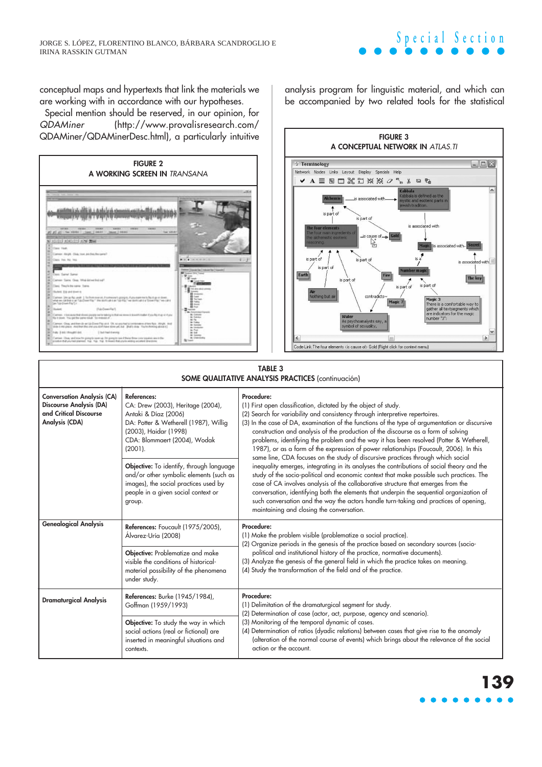conceptual maps and hypertexts that link the materials we are working with in accordance with our hypotheses.

Special mention should be reserved, in our opinion, for *QDAMiner* (http://www.provalisresearch.com/QDAMiner/QDAMinerDesc.html), a particularly intuitive analysis program for linguistic material, and which can be accompanied by two related tools for the statistical

**FIGURE 2**
**A WORKING SCREEN IN *TRANSANA***

**FIGURE 3**
**A CONCEPTUAL NETWORK IN *ATLAS.TI***

**TABLE 3**
**SOME QUALITATIVE ANALYSIS PRACTICES** (continuación)

| | | |
|---|---|---|
| **Conversation Analysis (CA) Discourse Analysis (DA) and Critical Discourse Analysis (CDA)** | **References:** CA: Drew (2003), Heritage (2004), Antaki & Díaz (2006) DA: Potter & Wetherell (1987), Willig (2003), Haidar (1998) CDA: Blommaert (2004), Wodak (2001).<br><br>**Objective:** To identify, through language and/or other symbolic elements (such as images), the social practices used by people in a given social context or group. | **Procedure:**<br>(1) First open classification, dictated by the object of study.<br>(2) Search for variability and consistency through interpretive repertoires.<br>(3) In the case of DA, examination of the functions of the type of argumentation or discursive construction and analysis of the production of the discourse as a form of solving problems, identifying the problem and the way it has been resolved (Potter & Wetherell, 1987), or as a form of the expression of power relationships (Foucault, 2006). In this same line, CDA focuses on the study of discursive practices through which social inequality emerges, integrating in its analyses the contributions of social theory and the study of the socio-political and economic context that make possible such practices. The case of CA involves analysis of the collaborative structure that emerges from the conversation, identifying both the elements that underpin the sequential organization of such conversation and the way the actors handle turn-taking and practices of opening, maintaining and closing the conversation. |
| **Genealogical Analysis** | **References:** Foucault (1975/2005), Álvarez-Uría (2008)<br><br>**Objective:** Problematize and make visible the conditions of historical-material possibility of the phenomena under study. | **Procedure:**<br>(1) Make the problem visible (problematize a social practice).<br>(2) Organize periods in the genesis of the practice based on secondary sources (socio-political and institutional history of the practice, normative documents).<br>(3) Analyze the genesis of the general field in which the practice takes on meaning.<br>(4) Study the transformation of the field and of the practice. |
| **Dramaturgical Analysis** | **References:** Burke (1945/1984), Goffman (1959/1993)<br><br>**Objective:** To study the way in which social actions (real or fictional) are inserted in meaningful situations and contexts. | **Procedure:**<br>(1) Delimitation of the dramaturgical segment for study.<br>(2) Determination of case (actor, act, purpose, agency and scenario).<br>(3) Monitoring of the temporal dynamic of cases.<br>(4) Determination of ratios (dyadic relations) between cases that give rise to the anomaly (alteration of the normal course of events) which brings about the relevance of the social action or the account. |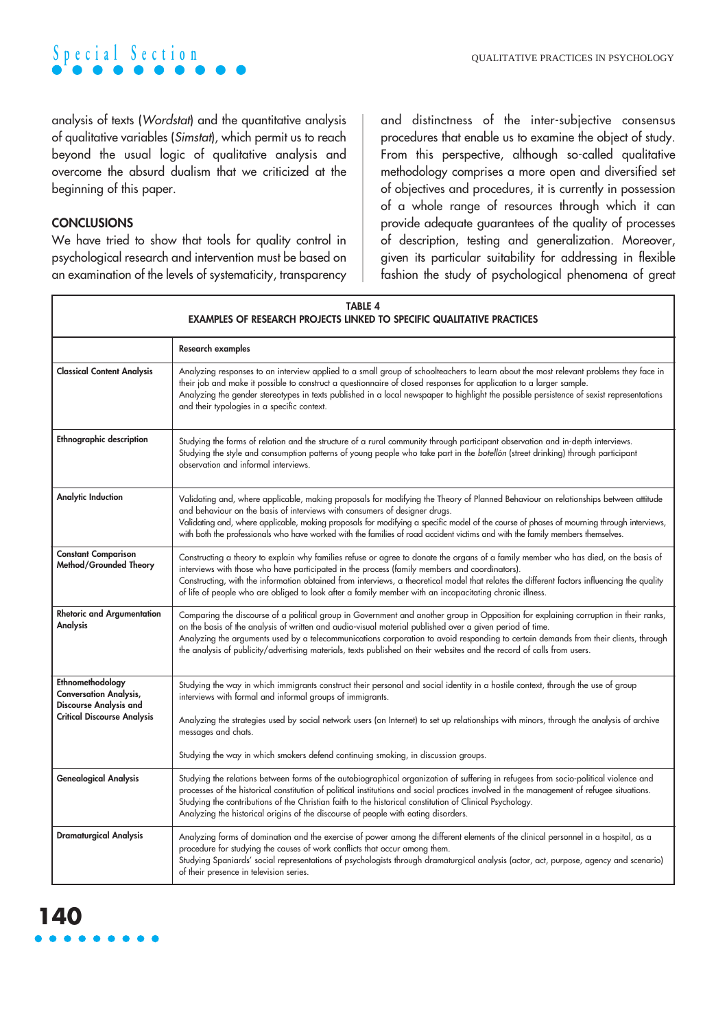analysis of texts (*Wordstat*) and the quantitative analysis of qualitative variables (*Simstat*), which permit us to reach beyond the usual logic of qualitative analysis and overcome the absurd dualism that we criticized at the beginning of this paper.

## CONCLUSIONS

We have tried to show that tools for quality control in psychological research and intervention must be based on an examination of the levels of systematicity, transparency and distinctness of the inter-subjective consensus procedures that enable us to examine the object of study. From this perspective, although so-called qualitative methodology comprises a more open and diversified set of objectives and procedures, it is currently in possession of a whole range of resources through which it can provide adequate guarantees of the quality of processes of description, testing and generalization. Moreover, given its particular suitability for addressing in flexible fashion the study of psychological phenomena of great

**TABLE 4**
**EXAMPLES OF RESEARCH PROJECTS LINKED TO SPECIFIC QUALITATIVE PRACTICES**

| | **Research examples** |
|---|---|
| **Classical Content Analysis** | Analyzing responses to an interview applied to a small group of schoolteachers to learn about the most relevant problems they face in their job and make it possible to construct a questionnaire of closed responses for application to a larger sample.<br>Analyzing the gender stereotypes in texts published in a local newspaper to highlight the possible persistence of sexist representations and their typologies in a specific context. |
| **Ethnographic description** | Studying the forms of relation and the structure of a rural community through participant observation and in-depth interviews.<br>Studying the style and consumption patterns of young people who take part in the *botellón* (street drinking) through participant observation and informal interviews. |
| **Analytic Induction** | Validating and, where applicable, making proposals for modifying the Theory of Planned Behaviour on relationships between attitude and behaviour on the basis of interviews with consumers of designer drugs.<br>Validating and, where applicable, making proposals for modifying a specific model of the course of phases of mourning through interviews, with both the professionals who have worked with the families of road accident victims and with the family members themselves. |
| **Constant Comparison Method/Grounded Theory** | Constructing a theory to explain why families refuse or agree to donate the organs of a family member who has died, on the basis of interviews with those who have participated in the process (family members and coordinators).<br>Constructing, with the information obtained from interviews, a theoretical model that relates the different factors influencing the quality of life of people who are obliged to look after a family member with an incapacitating chronic illness. |
| **Rhetoric and Argumentation Analysis** | Comparing the discourse of a political group in Government and another group in Opposition for explaining corruption in their ranks, on the basis of the analysis of written and audio-visual material published over a given period of time.<br>Analyzing the arguments used by a telecommunications corporation to avoid responding to certain demands from their clients, through the analysis of publicity/advertising materials, texts published on their websites and the record of calls from users. |
| **Ethnomethodology Conversation Analysis, Discourse Analysis and Critical Discourse Analysis** | Studying the way in which immigrants construct their personal and social identity in a hostile context, through the use of group interviews with formal and informal groups of immigrants.<br><br>Analyzing the strategies used by social network users (on Internet) to set up relationships with minors, through the analysis of archive messages and chats.<br><br>Studying the way in which smokers defend continuing smoking, in discussion groups. |
| **Genealogical Analysis** | Studying the relations between forms of the autobiographical organization of suffering in refugees from socio-political violence and processes of the historical constitution of political institutions and social practices involved in the management of refugee situations.<br>Studying the contributions of the Christian faith to the historical constitution of Clinical Psychology.<br>Analyzing the historical origins of the discourse of people with eating disorders. |
| **Dramaturgical Analysis** | Analyzing forms of domination and the exercise of power among the different elements of the clinical personnel in a hospital, as a procedure for studying the causes of work conflicts that occur among them.<br>Studying Spaniards' social representations of psychologists through dramaturgical analysis (actor, act, purpose, agency and scenario) of their presence in television series. |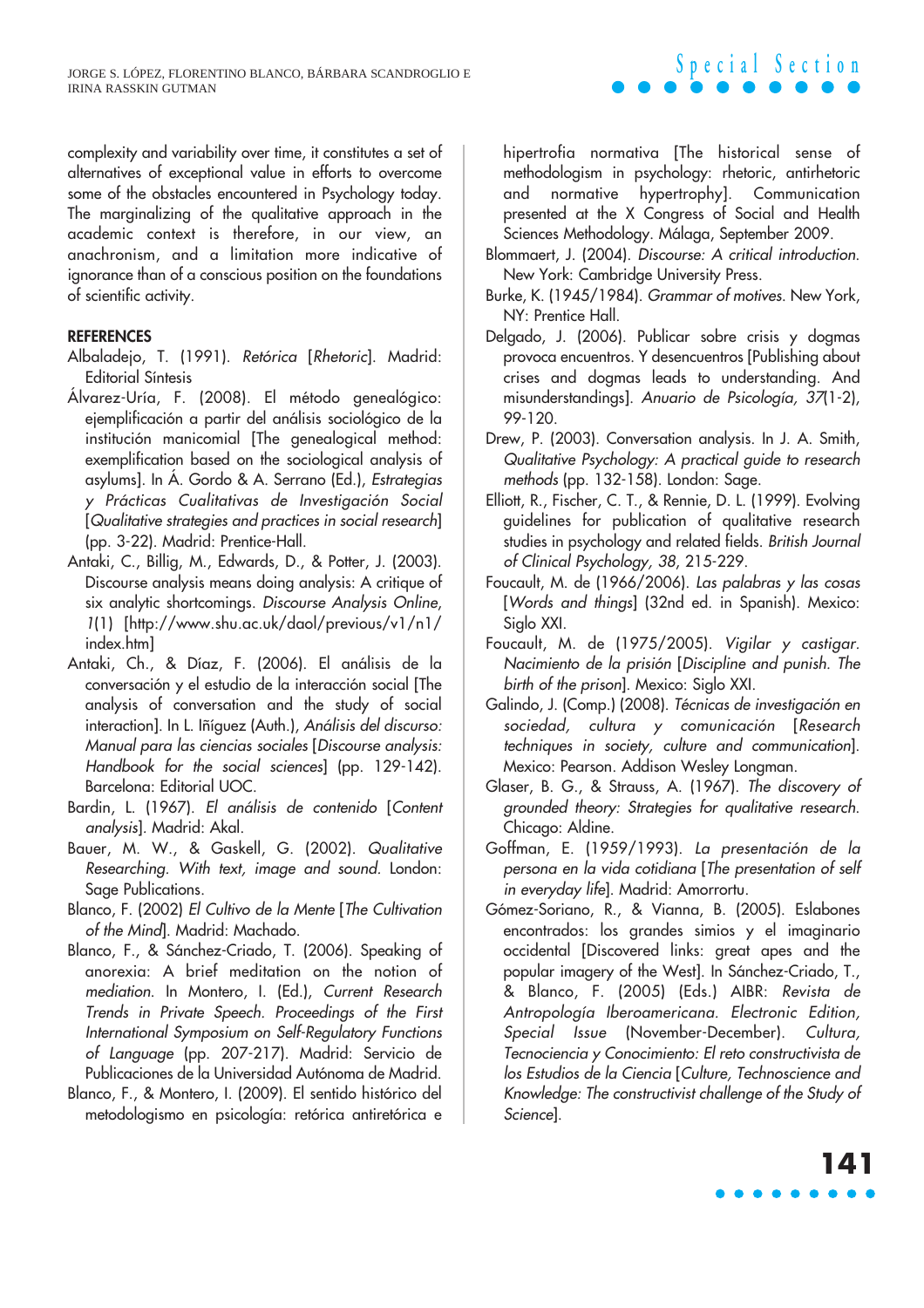complexity and variability over time, it constitutes a set of alternatives of exceptional value in efforts to overcome some of the obstacles encountered in Psychology today. The marginalizing of the qualitative approach in the academic context is therefore, in our view, an anachronism, and a limitation more indicative of ignorance than of a conscious position on the foundations of scientific activity.

## REFERENCES

Albaladejo, T. (1991). *Retórica* [*Rhetoric*]. Madrid: Editorial Síntesis

Álvarez-Uría, F. (2008). El método genealógico: ejemplificación a partir del análisis sociológico de la institución manicomial [The genealogical method: exemplification based on the sociological analysis of asylums]. In Á. Gordo & A. Serrano (Ed.), *Estrategias y Prácticas Cualitativas de Investigación Social* [*Qualitative strategies and practices in social research*] (pp. 3-22). Madrid: Prentice-Hall.

Antaki, C., Billig, M., Edwards, D., & Potter, J. (2003). Discourse analysis means doing analysis: A critique of six analytic shortcomings. *Discourse Analysis Online, 1*(1) [http://www.shu.ac.uk/daol/previous/v1/n1/index.htm]

Antaki, Ch., & Díaz, F. (2006). El análisis de la conversación y el estudio de la interacción social [The analysis of conversation and the study of social interaction]. In L. Iñiguez (Auth.), *Análisis del discurso: Manual para las ciencias sociales* [*Discourse analysis: Handbook for the social sciences*] (pp. 129-142). Barcelona: Editorial UOC.

Bardin, L. (1967). *El análisis de contenido* [*Content analysis*]. Madrid: Akal.

Bauer, M. W., & Gaskell, G. (2002). *Qualitative Researching. With text, image and sound*. London: Sage Publications.

Blanco, F. (2002) *El Cultivo de la Mente* [*The Cultivation of the Mind*]. Madrid: Machado.

Blanco, F., & Sánchez-Criado, T. (2006). Speaking of anorexia: A brief meditation on the notion of *mediation*. In Montero, I. (Ed.), *Current Research Trends in Private Speech. Proceedings of the First International Symposium on Self-Regulatory Functions of Language* (pp. 207-217). Madrid: Servicio de Publicaciones de la Universidad Autónoma de Madrid.

Blanco, F., & Montero, I. (2009). El sentido histórico del metodologismo en psicología: retórica antiretórica e hipertrofia normativa [The historical sense of methodologism in psychology: rhetoric, antirhetoric and normative hypertrophy]. Communication presented at the X Congress of Social and Health Sciences Methodology. Málaga, September 2009.

Blommaert, J. (2004). *Discourse: A critical introduction*. New York: Cambridge University Press.

Burke, K. (1945/1984). *Grammar of motives*. New York, NY: Prentice Hall.

Delgado, J. (2006). Publicar sobre crisis y dogmas provoca encuentros. Y desencuentros [Publishing about crises and dogmas leads to understanding. And misunderstandings]. *Anuario de Psicología, 37*(1-2), 99-120.

Drew, P. (2003). Conversation analysis. In J. A. Smith, *Qualitative Psychology: A practical guide to research methods* (pp. 132-158). London: Sage.

Elliott, R., Fischer, C. T., & Rennie, D. L. (1999). Evolving guidelines for publication of qualitative research studies in psychology and related fields. *British Journal of Clinical Psychology, 38*, 215-229.

Foucault, M. de (1966/2006). *Las palabras y las cosas* [*Words and things*] (32nd ed. in Spanish). Mexico: Siglo XXI.

Foucault, M. de (1975/2005). *Vigilar y castigar. Nacimiento de la prisión* [*Discipline and punish. The birth of the prison*]. Mexico: Siglo XXI.

Galindo, J. (Comp.) (2008). *Técnicas de investigación en sociedad, cultura y comunicación* [*Research techniques in society, culture and communication*]. Mexico: Pearson. Addison Wesley Longman.

Glaser, B. G., & Strauss, A. (1967). *The discovery of grounded theory: Strategies for qualitative research*. Chicago: Aldine.

Goffman, E. (1959/1993). *La presentación de la persona en la vida cotidiana* [*The presentation of self in everyday life*]. Madrid: Amorrortu.

Gómez-Soriano, R., & Vianna, B. (2005). Eslabones encontrados: los grandes simios y el imaginario occidental [Discovered links: great apes and the popular imagery of the West]. In Sánchez-Criado, T., & Blanco, F. (2005) (Eds.) AIBR: *Revista de Antropología Iberoamericana. Electronic Edition, Special Issue* (November-December). *Cultura, Tecnociencia y Conocimiento: El reto constructivista de los Estudios de la Ciencia* [*Culture, Technoscience and Knowledge: The constructivist challenge of the Study of Science*].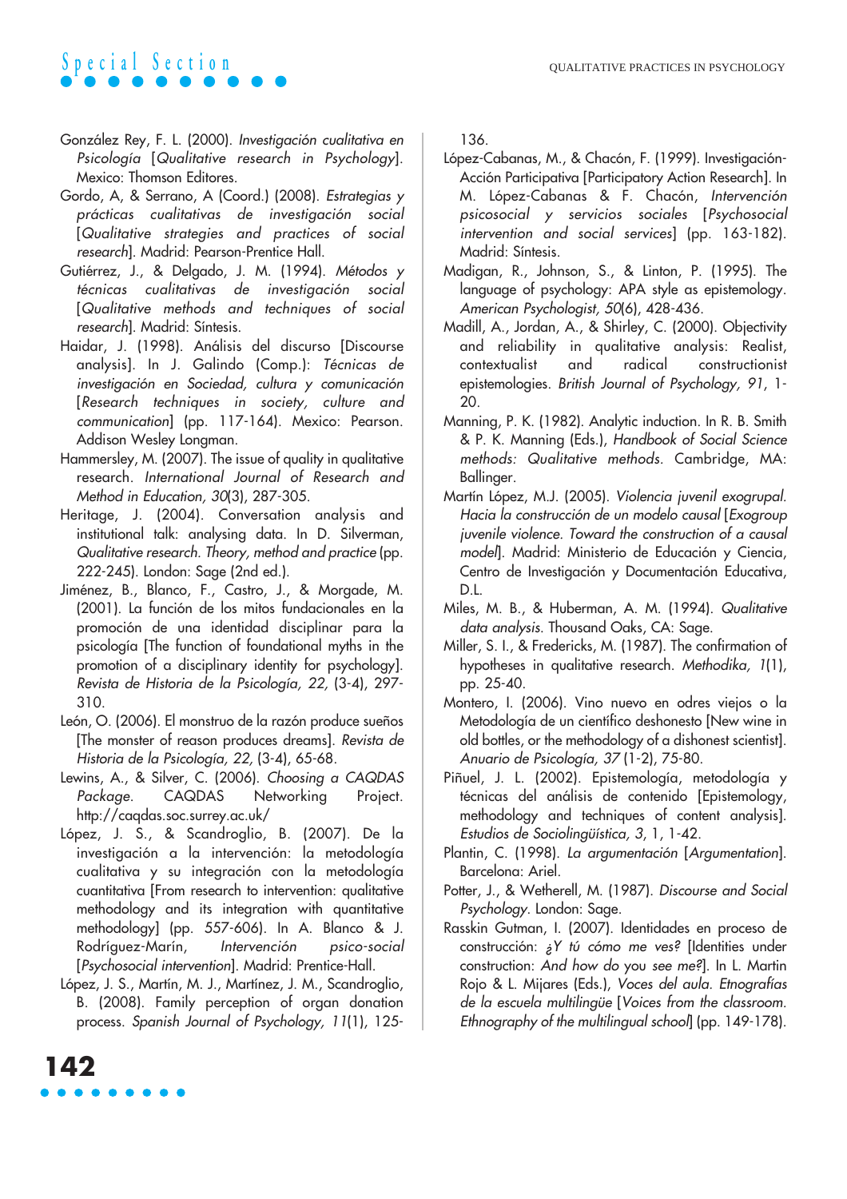González Rey, F. L. (2000). *Investigación cualitativa en Psicología* [*Qualitative research in Psychology*]. Mexico: Thomson Editores.

Gordo, A, & Serrano, A (Coord.) (2008). *Estrategias y prácticas cualitativas de investigación social* [*Qualitative strategies and practices of social research*]. Madrid: Pearson-Prentice Hall.

Gutiérrez, J., & Delgado, J. M. (1994). *Métodos y técnicas cualitativas de investigación social* [*Qualitative methods and techniques of social research*]. Madrid: Síntesis.

Haidar, J. (1998). Análisis del discurso [Discourse analysis]. In J. Galindo (Comp.): *Técnicas de investigación en Sociedad, cultura y comunicación* [*Research techniques in society, culture and communication*] (pp. 117-164). Mexico: Pearson. Addison Wesley Longman.

Hammersley, M. (2007). The issue of quality in qualitative research. *International Journal of Research and Method in Education, 30*(3), 287-305.

Heritage, J. (2004). Conversation analysis and institutional talk: analysing data. In D. Silverman, *Qualitative research. Theory, method and practice* (pp. 222-245). London: Sage (2nd ed.).

Jiménez, B., Blanco, F., Castro, J., & Morgade, M. (2001). La función de los mitos fundacionales en la promoción de una identidad disciplinar para la psicología [The function of foundational myths in the promotion of a disciplinary identity for psychology]. *Revista de Historia de la Psicología, 22,* (3-4), 297-310.

León, O. (2006). El monstruo de la razón produce sueños [The monster of reason produces dreams]. *Revista de Historia de la Psicología, 22,* (3-4), 65-68.

Lewins, A., & Silver, C. (2006). *Choosing a CAQDAS Package*. CAQDAS Networking Project. http://caqdas.soc.surrey.ac.uk/

López, J. S., & Scandroglio, B. (2007). De la investigación a la intervención: la metodología cualitativa y su integración con la metodología cuantitativa [From research to intervention: qualitative methodology and its integration with quantitative methodology] (pp. 557-606). In A. Blanco & J. Rodríguez-Marín, *Intervención psico-social* [*Psychosocial intervention*]. Madrid: Prentice-Hall.

López, J. S., Martín, M. J., Martínez, J. M., Scandroglio, B. (2008). Family perception of organ donation process. *Spanish Journal of Psychology, 11*(1), 125-136.

López-Cabanas, M., & Chacón, F. (1999). Investigación-Acción Participativa [Participatory Action Research]. In M. López-Cabanas & F. Chacón, *Intervención psicosocial y servicios sociales* [*Psychosocial intervention and social services*] (pp. 163-182). Madrid: Síntesis.

Madigan, R., Johnson, S., & Linton, P. (1995). The language of psychology: APA style as epistemology. *American Psychologist, 50*(6), 428-436.

Madill, A., Jordan, A., & Shirley, C. (2000). Objectivity and reliability in qualitative analysis: Realist, contextualist and radical constructionist epistemologies. *British Journal of Psychology, 91*, 1-20.

Manning, P. K. (1982). Analytic induction. In R. B. Smith & P. K. Manning (Eds.), *Handbook of Social Science methods: Qualitative methods*. Cambridge, MA: Ballinger.

Martín López, M.J. (2005). *Violencia juvenil exogrupal. Hacia la construcción de un modelo causal* [*Exogroup juvenile violence. Toward the construction of a causal model*]. Madrid: Ministerio de Educación y Ciencia, Centro de Investigación y Documentación Educativa, D.L.

Miles, M. B., & Huberman, A. M. (1994). *Qualitative data analysis*. Thousand Oaks, CA: Sage.

Miller, S. I., & Fredericks, M. (1987). The confirmation of hypotheses in qualitative research. *Methodika, 1*(1), pp. 25-40.

Montero, I. (2006). Vino nuevo en odres viejos o la Metodología de un científico deshonesto [New wine in old bottles, or the methodology of a dishonest scientist]. *Anuario de Psicología, 37* (1-2), 75-80.

Piñuel, J. L. (2002). Epistemología, metodología y técnicas del análisis de contenido [Epistemology, methodology and techniques of content analysis]. *Estudios de Sociolingüística, 3*, 1, 1-42.

Plantin, C. (1998). *La argumentación* [*Argumentation*]. Barcelona: Ariel.

Potter, J., & Wetherell, M. (1987). *Discourse and Social Psychology*. London: Sage.

Rasskin Gutman, I. (2007). Identidades en proceso de construcción: *¿Y tú cómo me ves?* [Identities under construction: *And how do you see me?*]. In L. Martin Rojo & L. Mijares (Eds.), *Voces del aula. Etnografías de la escuela multilingüe* [*Voices from the classroom. Ethnography of the multilingual school*] (pp. 149-178).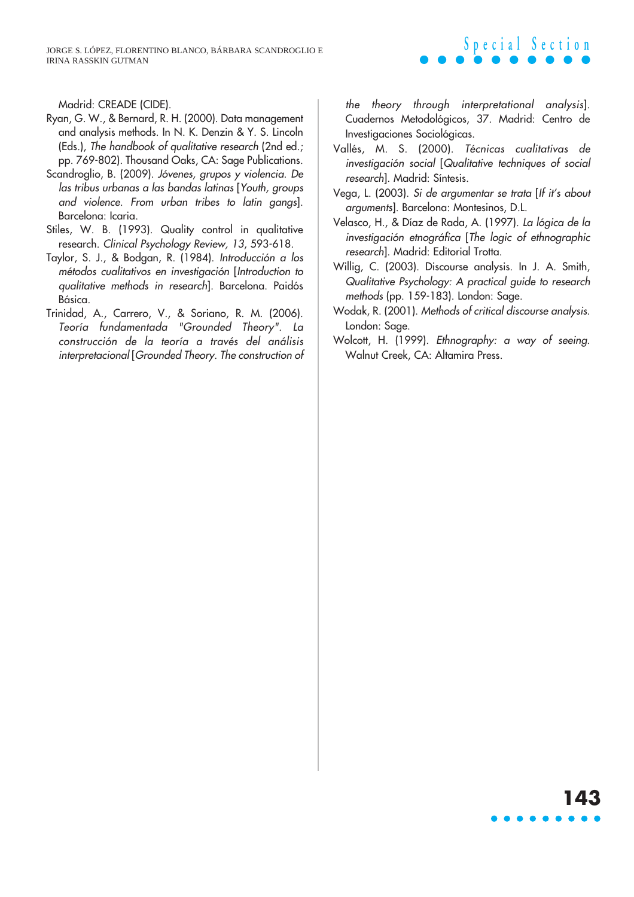Madrid: CREADE (CIDE).

Ryan, G. W., & Bernard, R. H. (2000). Data management and analysis methods. In N. K. Denzin & Y. S. Lincoln (Eds.), *The handbook of qualitative research* (2nd ed.; pp. 769-802). Thousand Oaks, CA: Sage Publications.

Scandroglio, B. (2009). *Jóvenes, grupos y violencia. De las tribus urbanas a las bandas latinas* [*Youth, groups and violence. From urban tribes to latin gangs*]. Barcelona: Icaria.

Stiles, W. B. (1993). Quality control in qualitative research. *Clinical Psychology Review, 13*, 593-618.

Taylor, S. J., & Bodgan, R. (1984). *Introducción a los métodos cualitativos en investigación* [*Introduction to qualitative methods in research*]. Barcelona. Paidós Básica.

Trinidad, A., Carrero, V., & Soriano, R. M. (2006). *Teoría fundamentada "Grounded Theory". La construcción de la teoría a través del análisis interpretacional* [*Grounded Theory. The construction of the theory through interpretational analysis*]. Cuadernos Metodológicos, 37. Madrid: Centro de Investigaciones Sociológicas.

Vallés, M. S. (2000). *Técnicas cualitativas de investigación social* [*Qualitative techniques of social research*]. Madrid: Síntesis.

Vega, L. (2003). *Si de argumentar se trata* [*If it's about arguments*]. Barcelona: Montesinos, D.L.

Velasco, H., & Díaz de Rada, A. (1997). *La lógica de la investigación etnográfica* [*The logic of ethnographic research*]. Madrid: Editorial Trotta.

Willig, C. (2003). Discourse analysis. In J. A. Smith, *Qualitative Psychology: A practical guide to research methods* (pp. 159-183). London: Sage.

Wodak, R. (2001). *Methods of critical discourse analysis*. London: Sage.

Wolcott, H. (1999). *Ethnography: a way of seeing.* Walnut Creek, CA: Altamira Press.